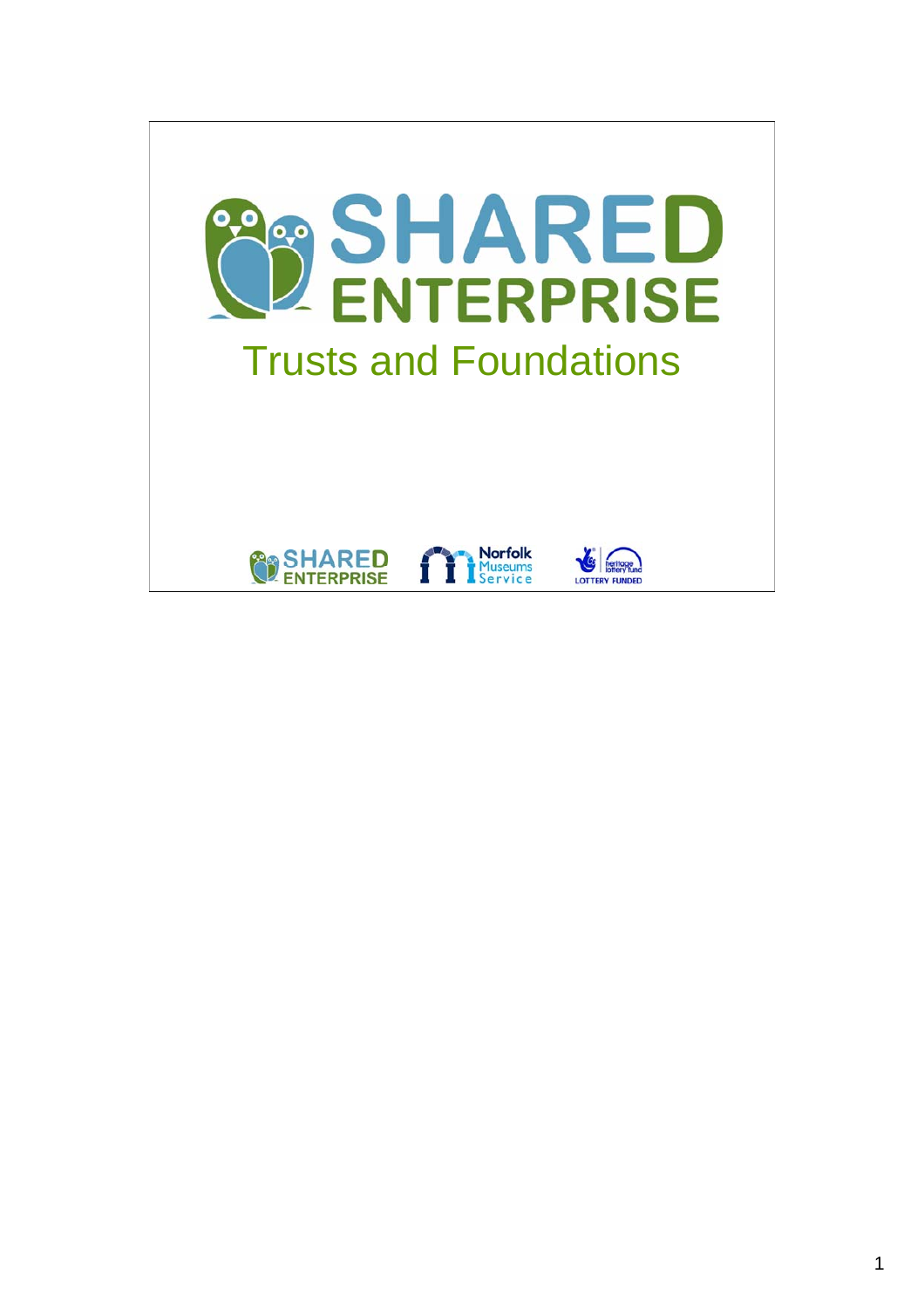# SHARED ENTERPRISE

## Trusts and Foundations

SHARED ENTERPRISE

Norfolk Museums Service

LOTTERY FUNDED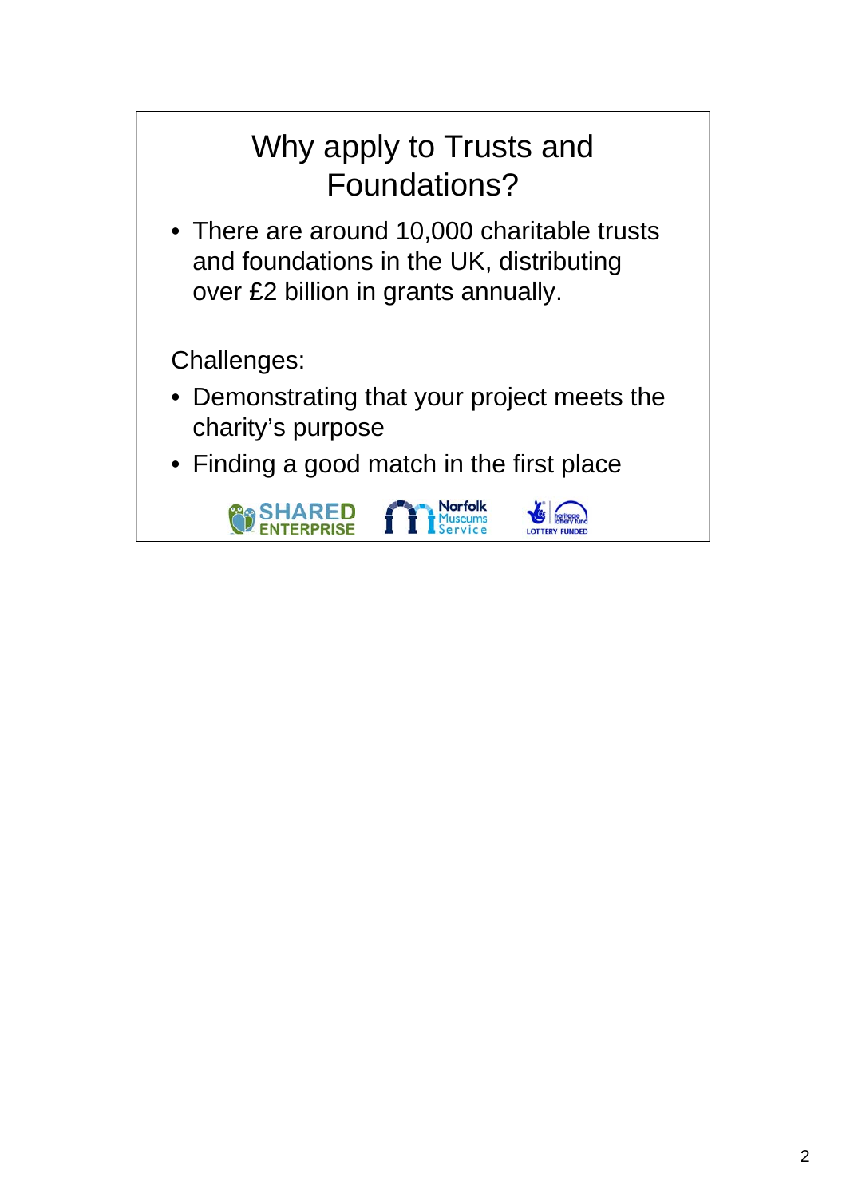# Why apply to Trusts and Foundations?

- There are around 10,000 charitable trusts and foundations in the UK, distributing over £2 billion in grants annually.

Challenges:

- Demonstrating that your project meets the charity's purpose
- Finding a good match in the first place

SHARED ENTERPRISE Norfolk Museums Service LOTTERY FUNDED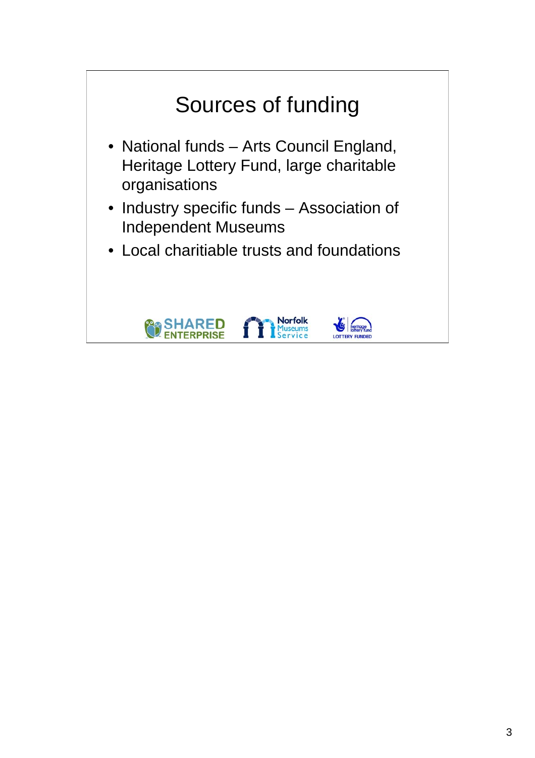# Sources of funding

- National funds – Arts Council England, Heritage Lottery Fund, large charitable organisations
- Industry specific funds – Association of Independent Museums
- Local charitiable trusts and foundations

SHARED ENTERPRISE Norfolk Museums Service heritage lottery fund LOTTERY FUNDED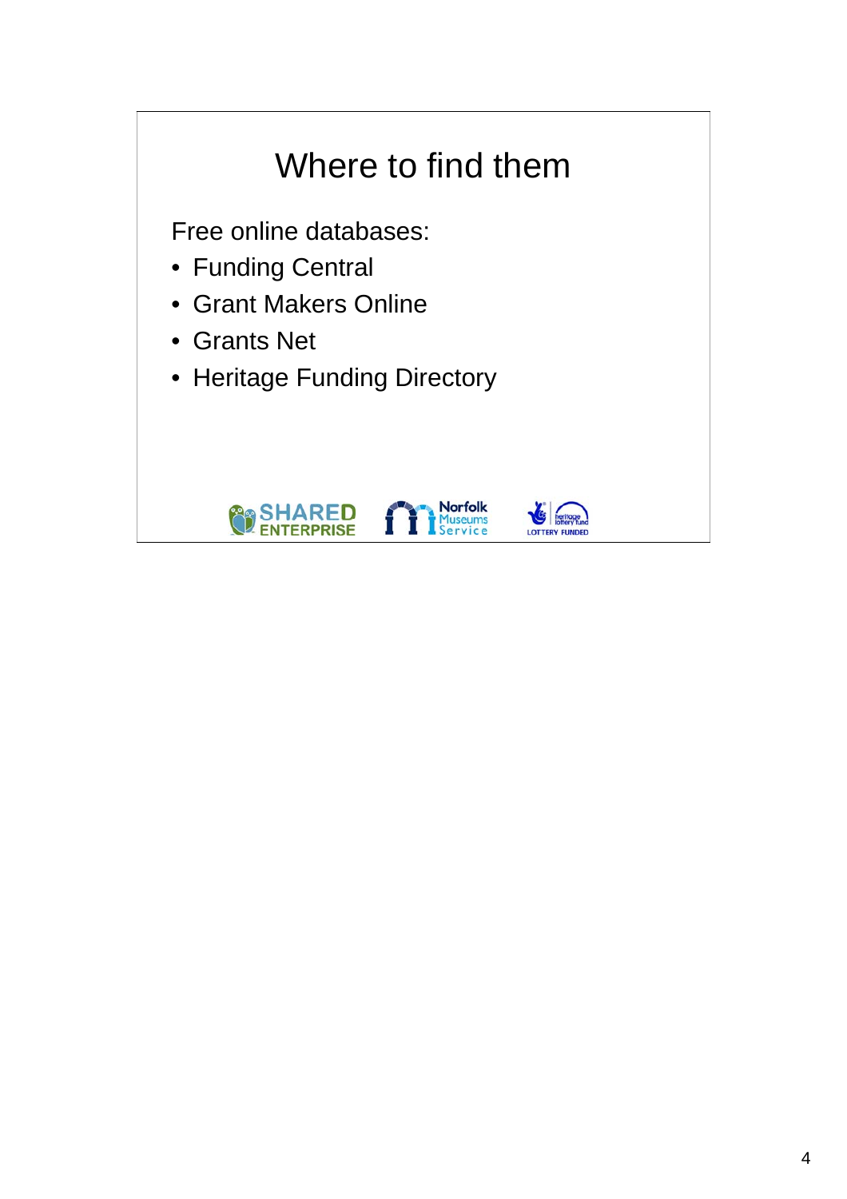# Where to find them

Free online databases:

- Funding Central
- Grant Makers Online
- Grants Net
- Heritage Funding Directory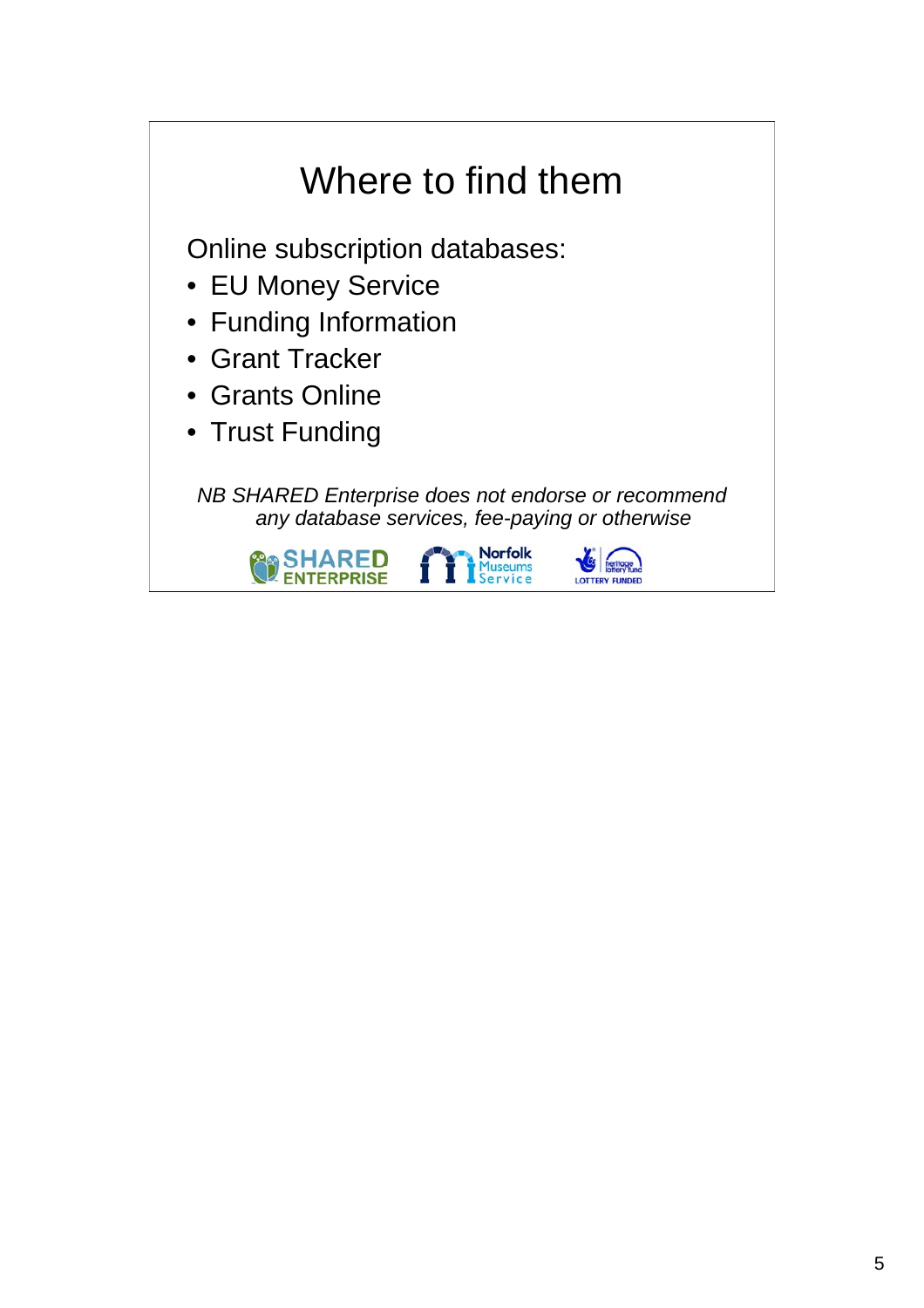# Where to find them

Online subscription databases:

- EU Money Service
- Funding Information
- Grant Tracker
- Grants Online
- Trust Funding

*NB SHARED Enterprise does not endorse or recommend any database services, fee-paying or otherwise*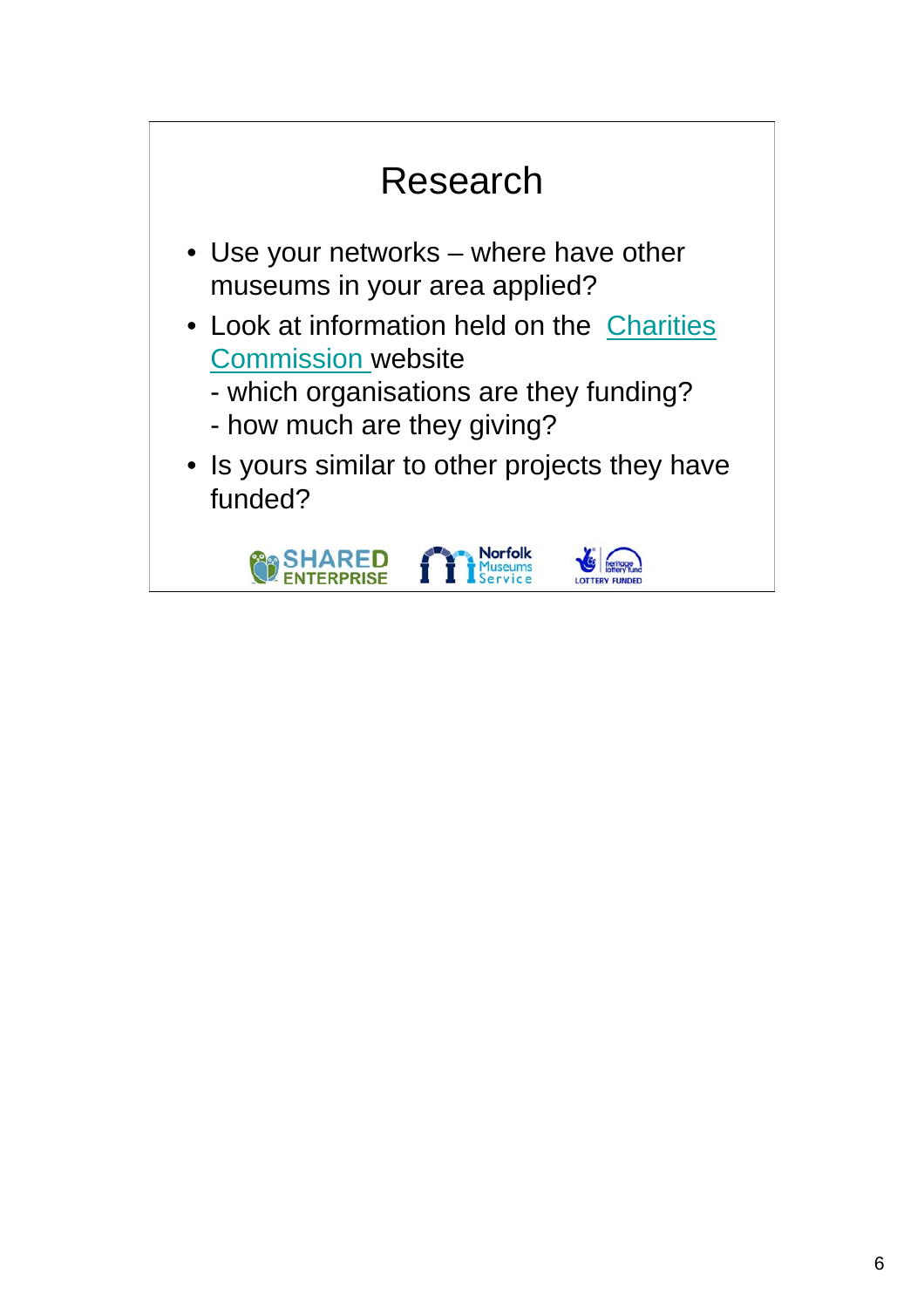# Research

- Use your networks – where have other museums in your area applied?
- Look at information held on the Charities Commission website
  - which organisations are they funding?
  - how much are they giving?
- Is yours similar to other projects they have funded?

SHARED ENTERPRISE Norfolk Museums Service heritage lottery fund LOTTERY FUNDED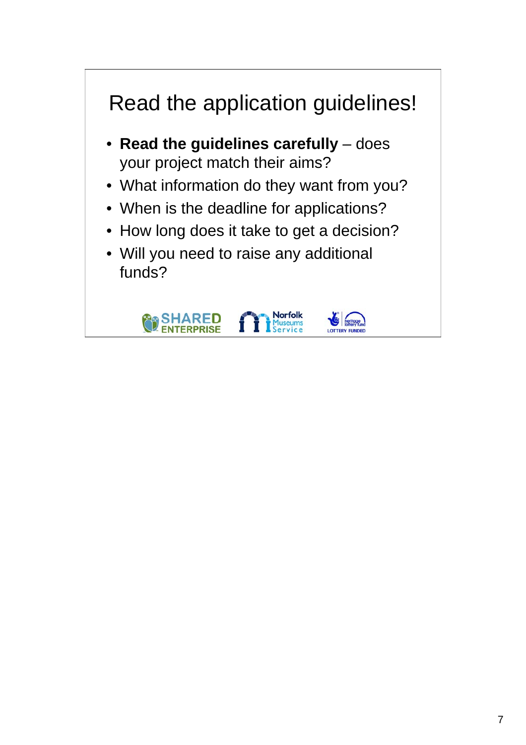# Read the application guidelines!

- **Read the guidelines carefully** – does your project match their aims?
- What information do they want from you?
- When is the deadline for applications?
- How long does it take to get a decision?
- Will you need to raise any additional funds?

SHARED ENTERPRISE Norfolk Museums Service LOTTERY FUNDED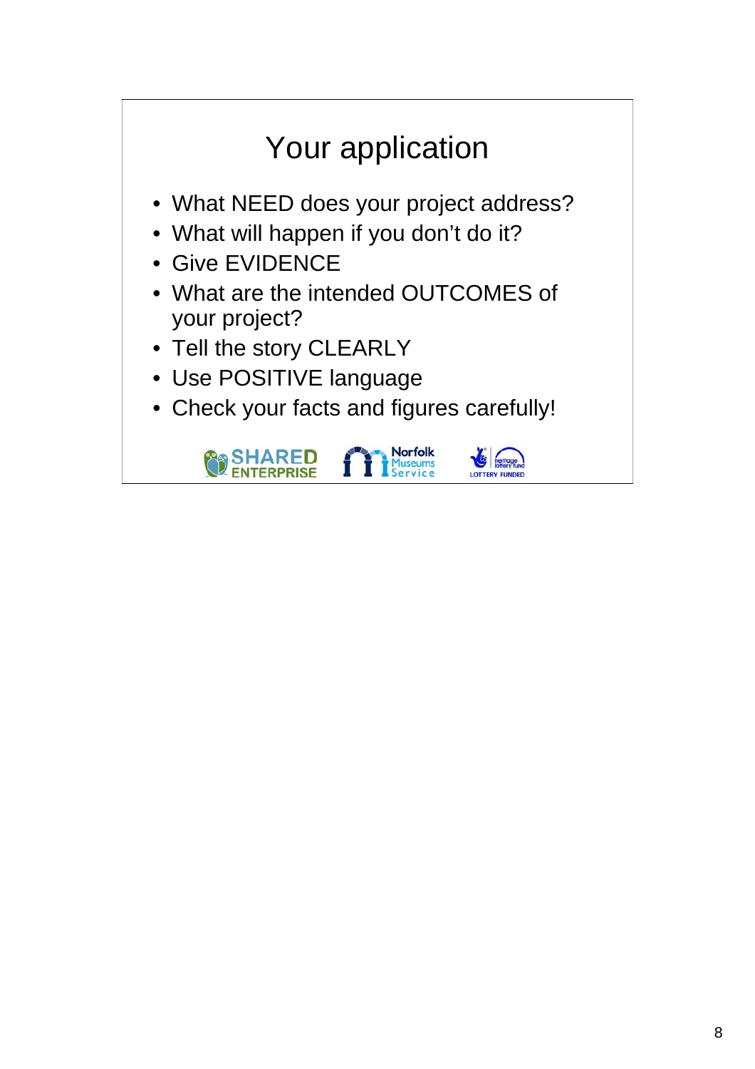# Your application

- What NEED does your project address?
- What will happen if you don't do it?
- Give EVIDENCE
- What are the intended OUTCOMES of your project?
- Tell the story CLEARLY
- Use POSITIVE language
- Check your facts and figures carefully!

SHARED ENTERPRISE Norfolk Museums Service LOTTERY FUNDED heritage lottery fund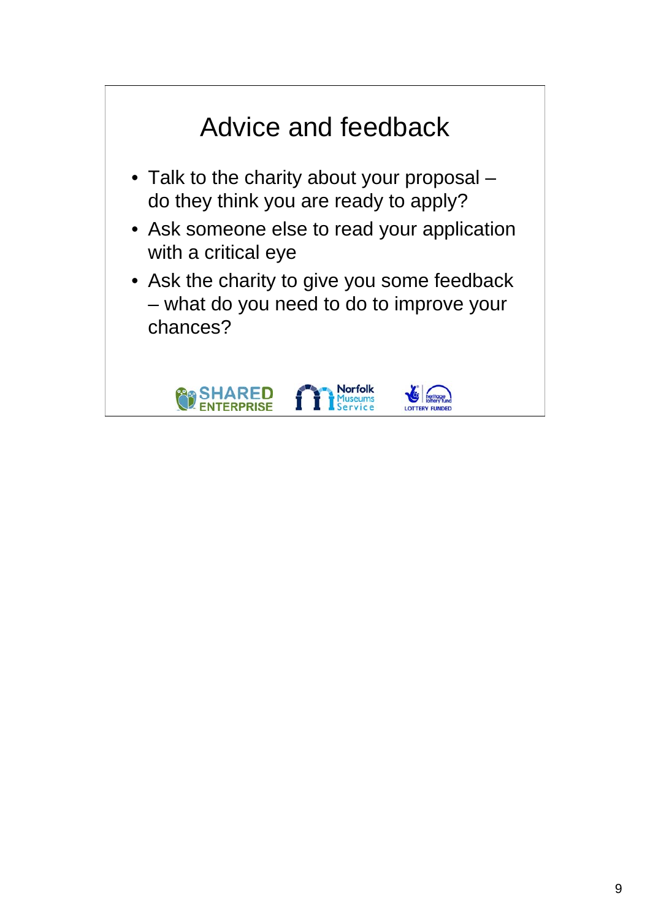# Advice and feedback

- Talk to the charity about your proposal – do they think you are ready to apply?
- Ask someone else to read your application with a critical eye
- Ask the charity to give you some feedback – what do you need to do to improve your chances?

SHARED ENTERPRISE Norfolk Museums Service LOTTERY FUNDED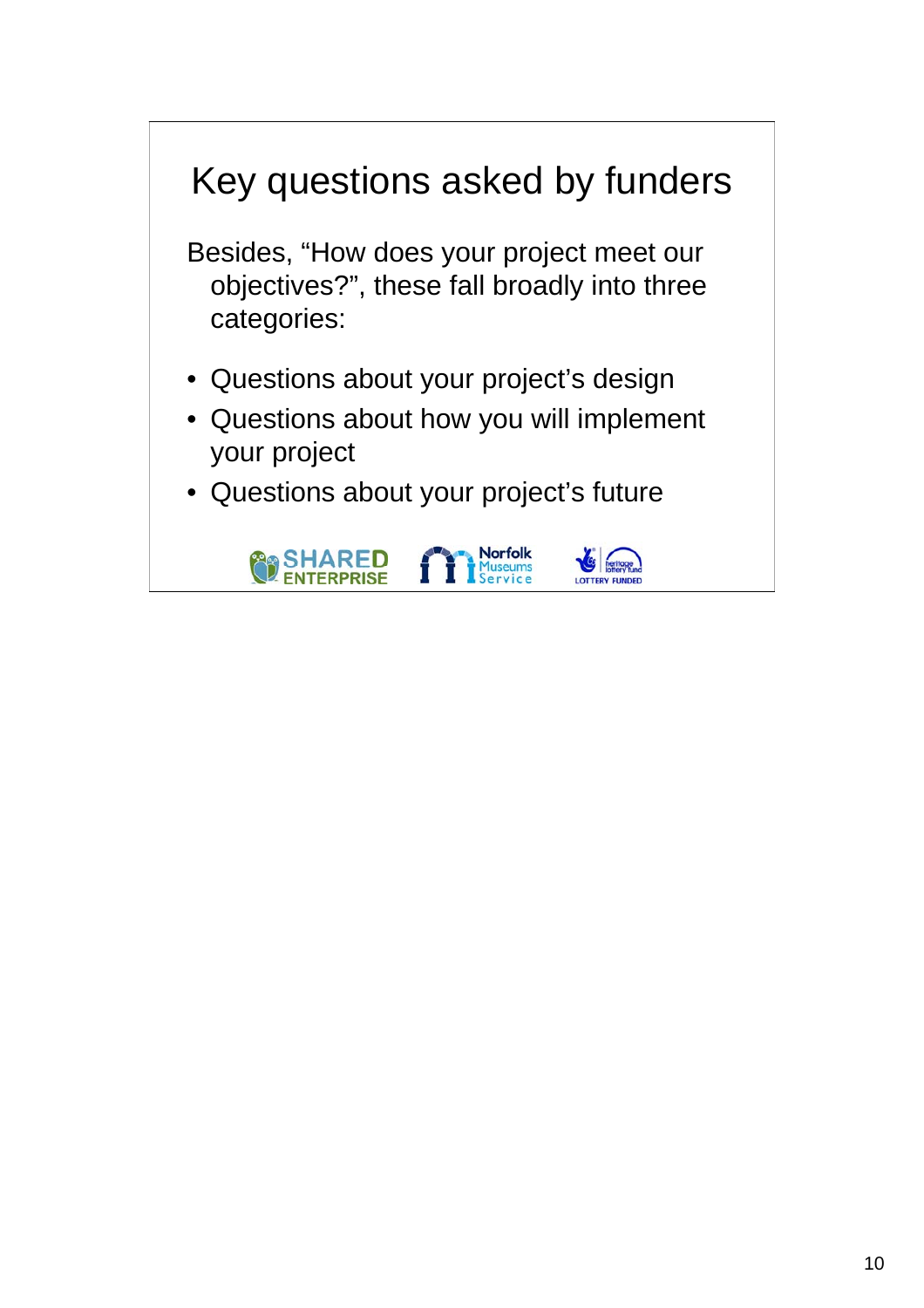# Key questions asked by funders

Besides, “How does your project meet our objectives?”, these fall broadly into three categories:

- Questions about your project’s design
- Questions about how you will implement your project
- Questions about your project’s future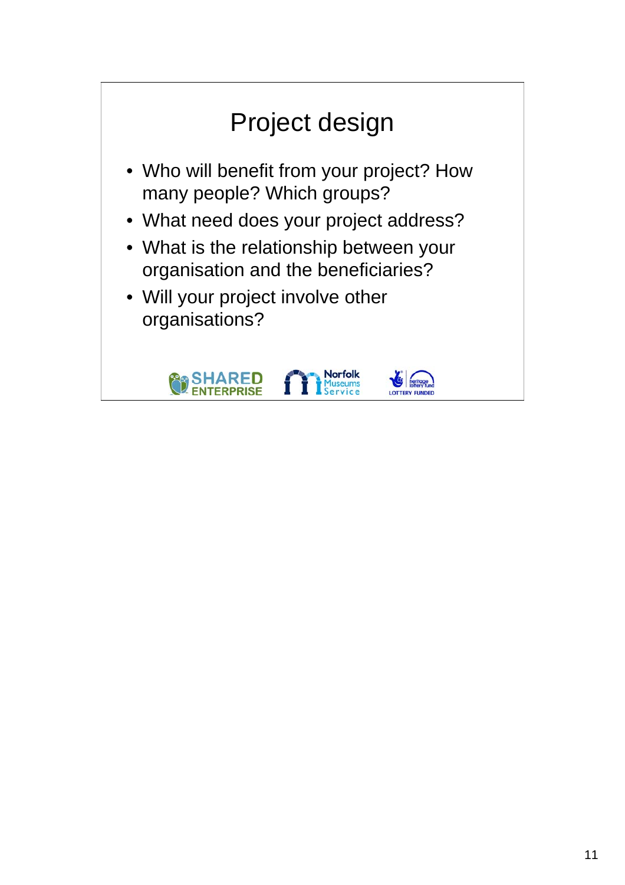# Project design

- Who will benefit from your project? How many people? Which groups?
- What need does your project address?
- What is the relationship between your organisation and the beneficiaries?
- Will your project involve other organisations?

SHARED ENTERPRISE Norfolk Museums Service heritage lottery fund LOTTERY FUNDED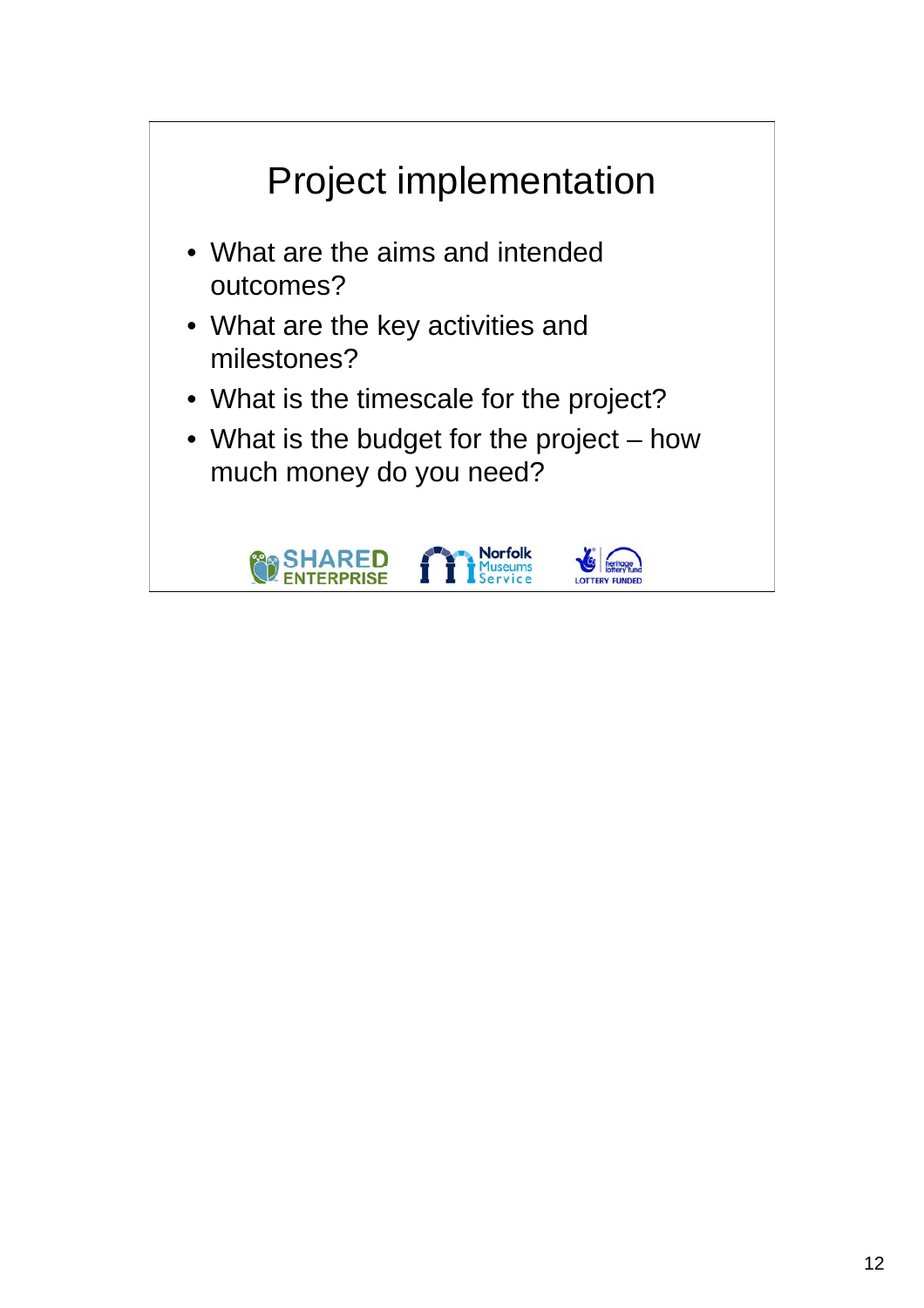# Project implementation

- What are the aims and intended outcomes?
- What are the key activities and milestones?
- What is the timescale for the project?
- What is the budget for the project – how much money do you need?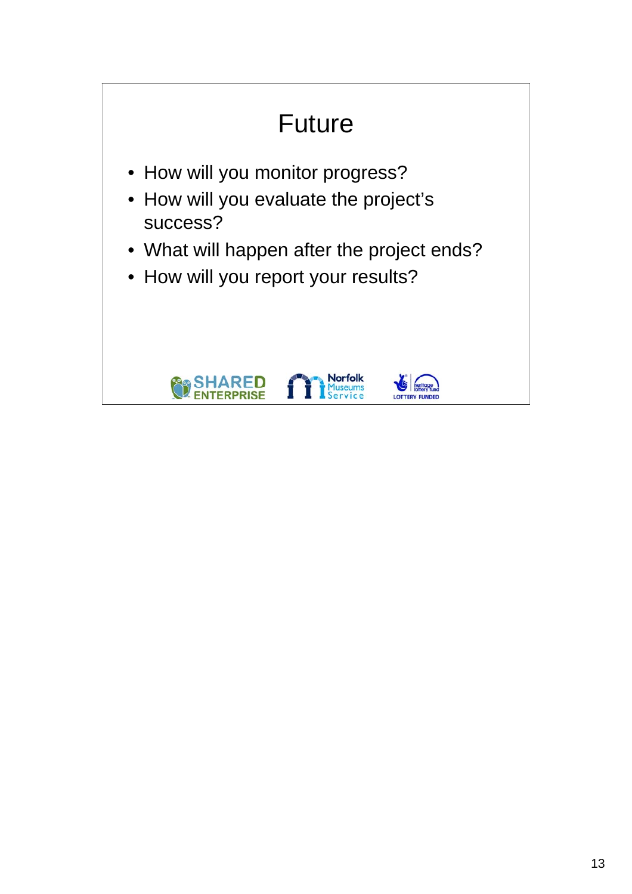# Future

- How will you monitor progress?
- How will you evaluate the project's success?
- What will happen after the project ends?
- How will you report your results?

SHARED ENTERPRISE

Norfolk Museums Service

heritage lottery fund
LOTTERY FUNDED